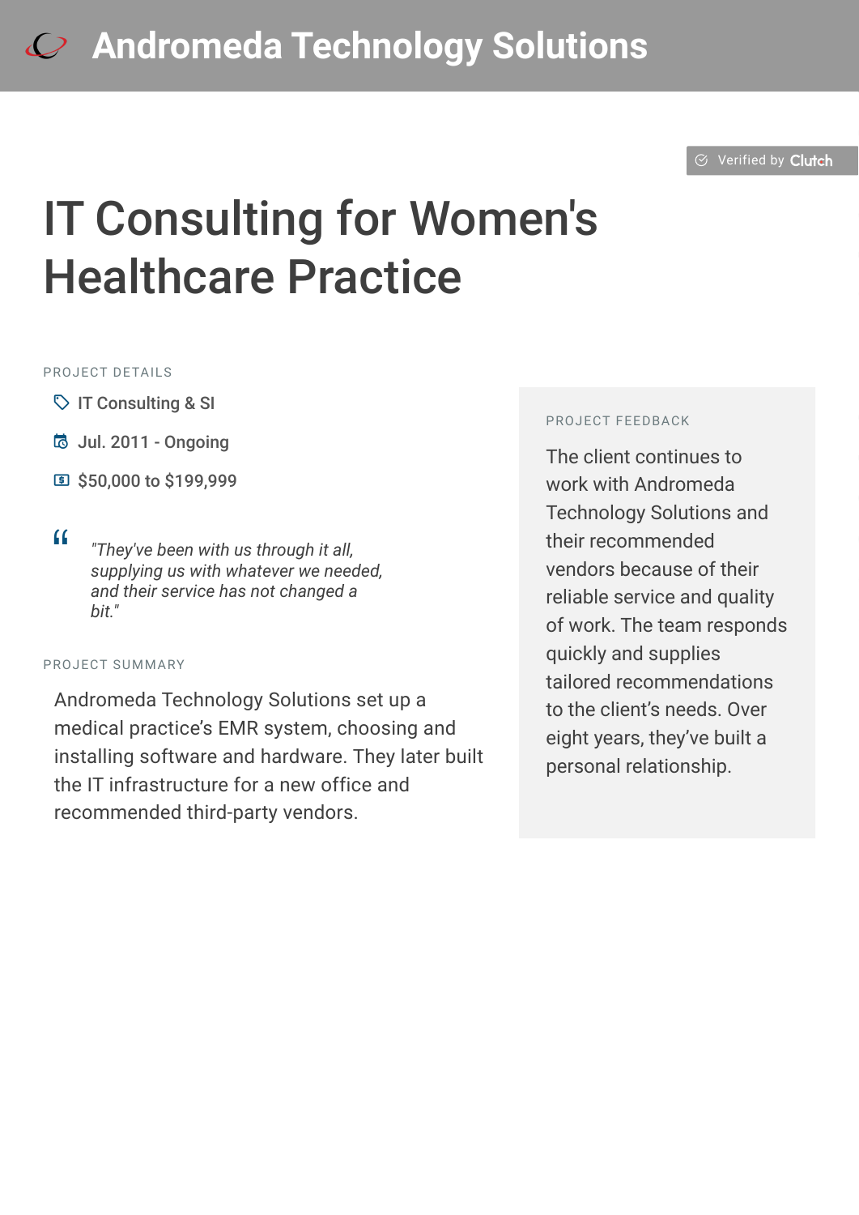# Andromeda Technology Solutions

Verified by Clutch

## IT Consulting for Women's Healthcare Practice

PROJECT DETAILS

- IT Consulting & SI
- Jul. 2011 - Ongoing
- $50,000 to $199,999

> *"They've been with us through it all, supplying us with whatever we needed, and their service has not changed a bit."*

PROJECT SUMMARY

Andromeda Technology Solutions set up a medical practice's EMR system, choosing and installing software and hardware. They later built the IT infrastructure for a new office and recommended third-party vendors.

PROJECT FEEDBACK

The client continues to work with Andromeda Technology Solutions and their recommended vendors because of their reliable service and quality of work. The team responds quickly and supplies tailored recommendations to the client's needs. Over eight years, they've built a personal relationship.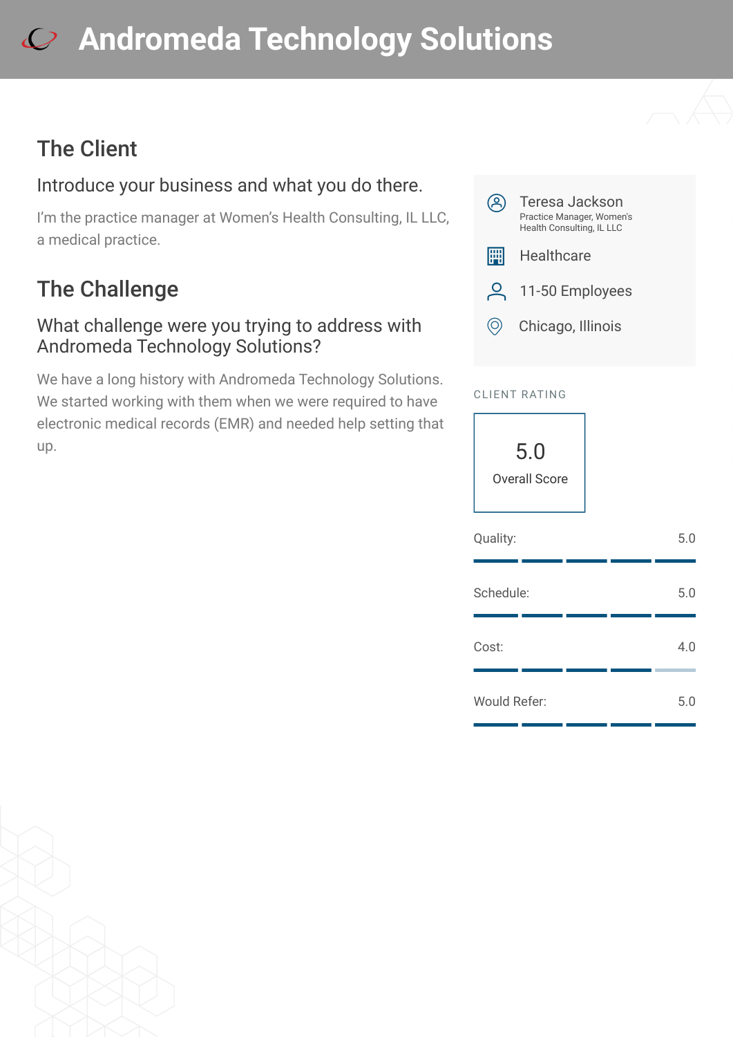# Andromeda Technology Solutions

## The Client

### Introduce your business and what you do there.

I'm the practice manager at Women's Health Consulting, IL LLC, a medical practice.

## The Challenge

### What challenge were you trying to address with Andromeda Technology Solutions?

We have a long history with Andromeda Technology Solutions. We started working with them when we were required to have electronic medical records (EMR) and needed help setting that up.

Teresa Jackson
Practice Manager, Women's Health Consulting, IL LLC

Healthcare

11-50 Employees

Chicago, Illinois

CLIENT RATING

5.0
Overall Score

| | |
|---|---|
| Quality: | 5.0 |
| Schedule: | 5.0 |
| Cost: | 4.0 |
| Would Refer: | 5.0 |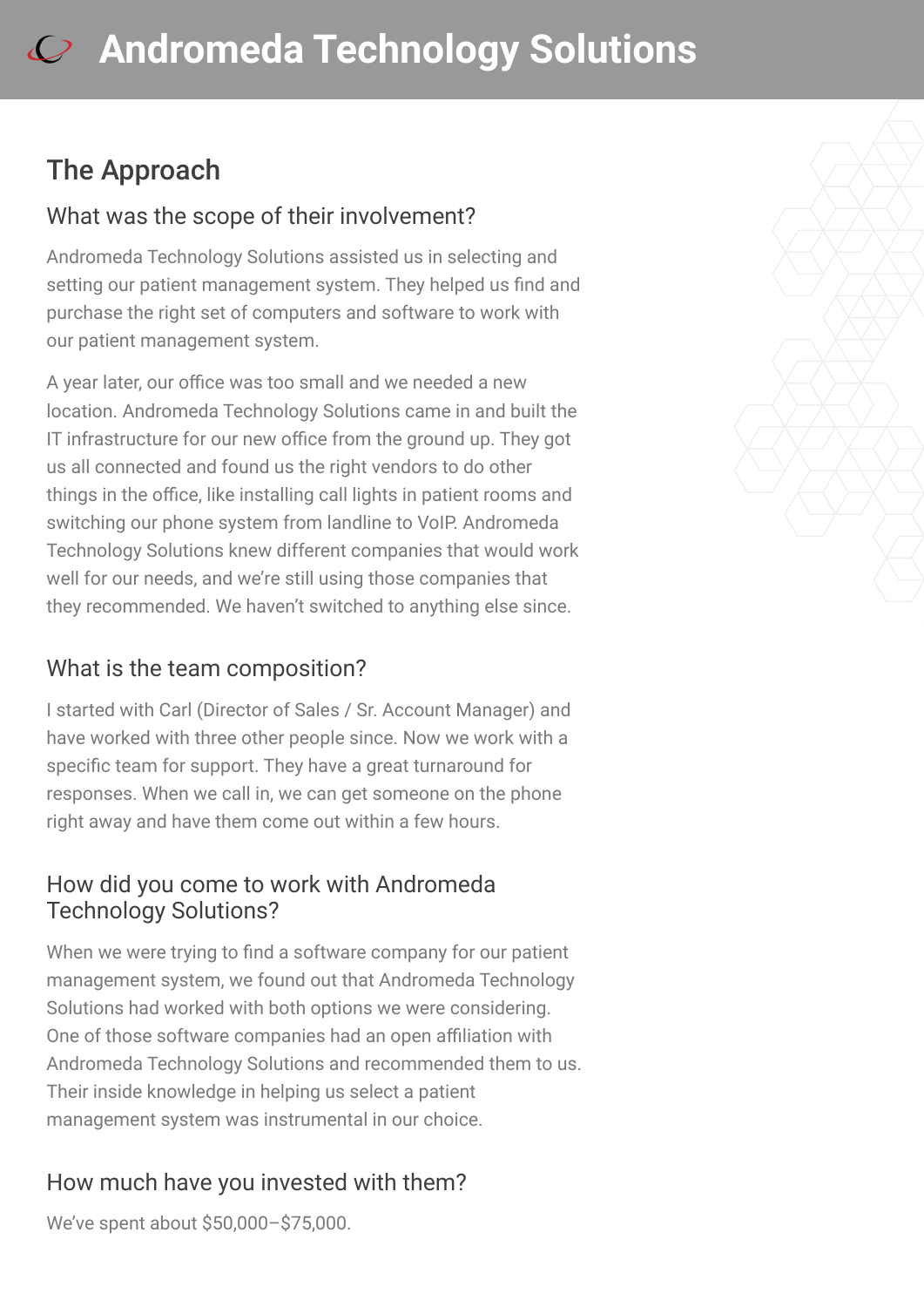## The Approach

### What was the scope of their involvement?

Andromeda Technology Solutions assisted us in selecting and setting our patient management system. They helped us find and purchase the right set of computers and software to work with our patient management system.

A year later, our office was too small and we needed a new location. Andromeda Technology Solutions came in and built the IT infrastructure for our new office from the ground up. They got us all connected and found us the right vendors to do other things in the office, like installing call lights in patient rooms and switching our phone system from landline to VoIP. Andromeda Technology Solutions knew different companies that would work well for our needs, and we're still using those companies that they recommended. We haven't switched to anything else since.

### What is the team composition?

I started with Carl (Director of Sales / Sr. Account Manager) and have worked with three other people since. Now we work with a specific team for support. They have a great turnaround for responses. When we call in, we can get someone on the phone right away and have them come out within a few hours.

### How did you come to work with Andromeda Technology Solutions?

When we were trying to find a software company for our patient management system, we found out that Andromeda Technology Solutions had worked with both options we were considering. One of those software companies had an open affiliation with Andromeda Technology Solutions and recommended them to us. Their inside knowledge in helping us select a patient management system was instrumental in our choice.

### How much have you invested with them?

We've spent about $50,000–$75,000.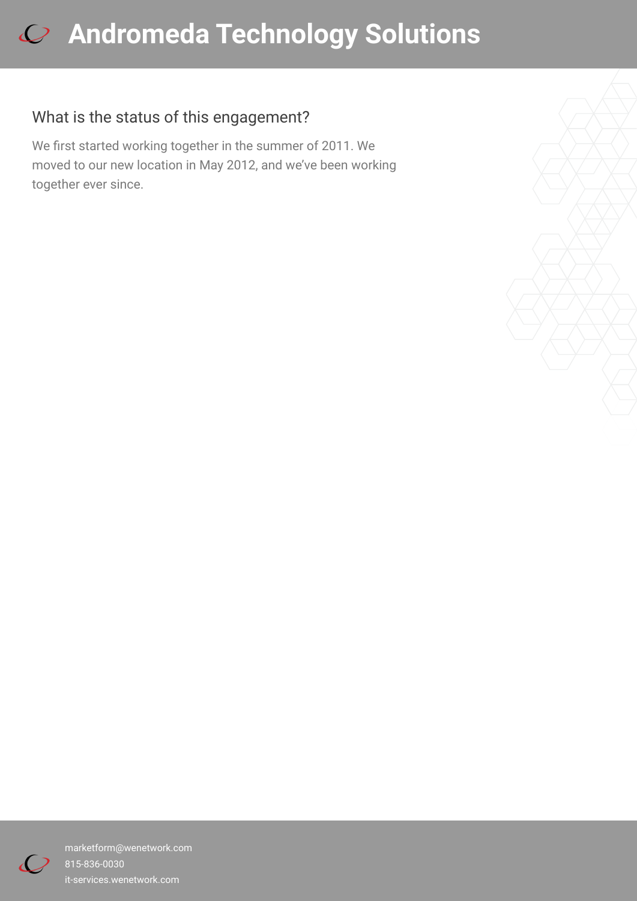## What is the status of this engagement?

We first started working together in the summer of 2011. We moved to our new location in May 2012, and we've been working together ever since.